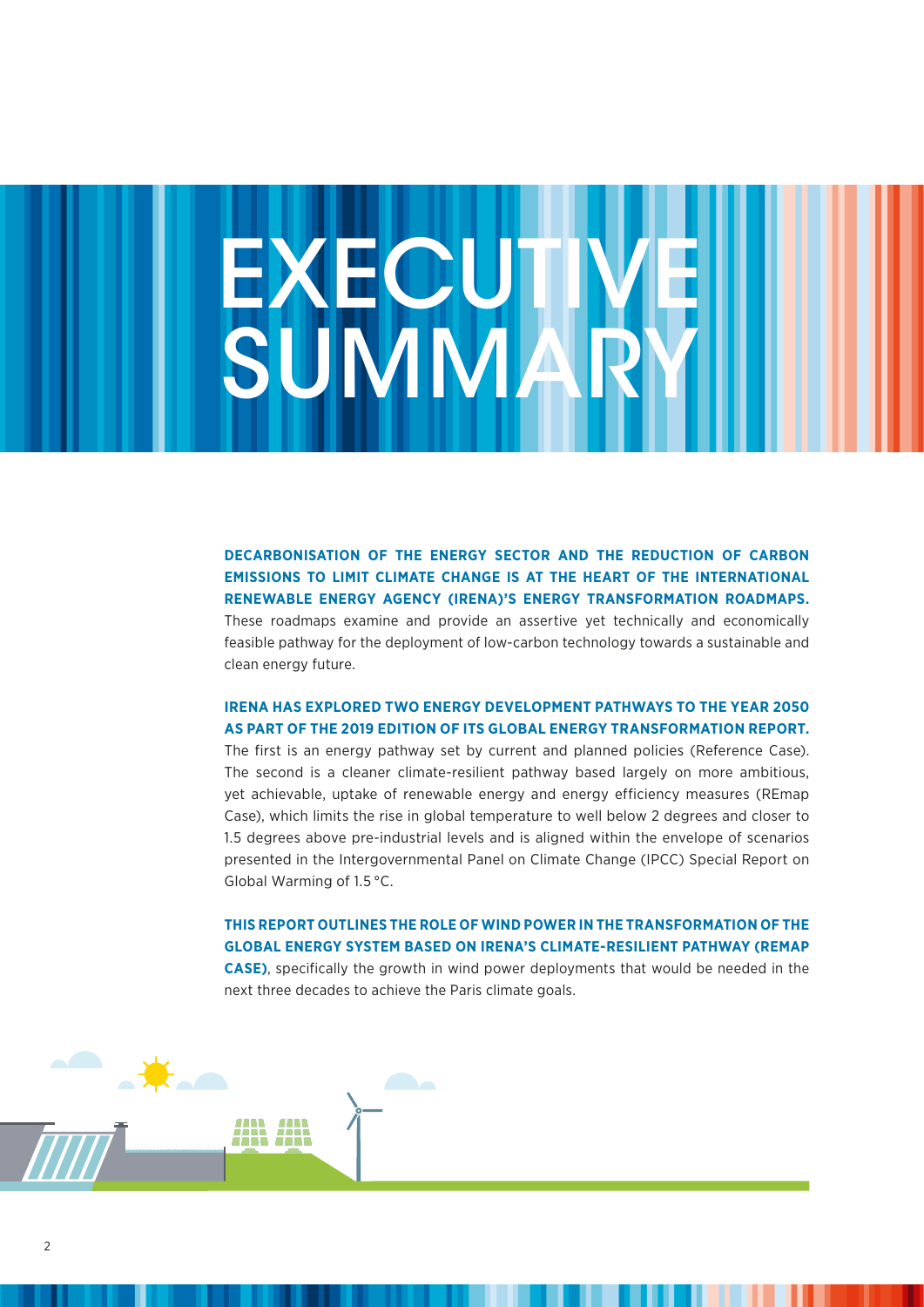# EXECUTIVE SUMMARY

**DECARBONISATION OF THE ENERGY SECTOR AND THE REDUCTION OF CARBON EMISSIONS TO LIMIT CLIMATE CHANGE IS AT THE HEART OF THE INTERNATIONAL RENEWABLE ENERGY AGENCY (IRENA)'S ENERGY TRANSFORMATION ROADMAPS.** These roadmaps examine and provide an assertive yet technically and economically feasible pathway for the deployment of low-carbon technology towards a sustainable and clean energy future.

**IRENA HAS EXPLORED TWO ENERGY DEVELOPMENT PATHWAYS TO THE YEAR 2050 AS PART OF THE 2019 EDITION OF ITS GLOBAL ENERGY TRANSFORMATION REPORT.** The first is an energy pathway set by current and planned policies (Reference Case). The second is a cleaner climate-resilient pathway based largely on more ambitious, yet achievable, uptake of renewable energy and energy efficiency measures (REmap Case), which limits the rise in global temperature to well below 2 degrees and closer to 1.5 degrees above pre-industrial levels and is aligned within the envelope of scenarios presented in the Intergovernmental Panel on Climate Change (IPCC) Special Report on Global Warming of 1.5 °C.

**THIS REPORT OUTLINES THE ROLE OF WIND POWER IN THE TRANSFORMATION OF THE GLOBAL ENERGY SYSTEM BASED ON IRENA'S CLIMATE-RESILIENT PATHWAY (REMAP CASE)**, specifically the growth in wind power deployments that would be needed in the next three decades to achieve the Paris climate goals.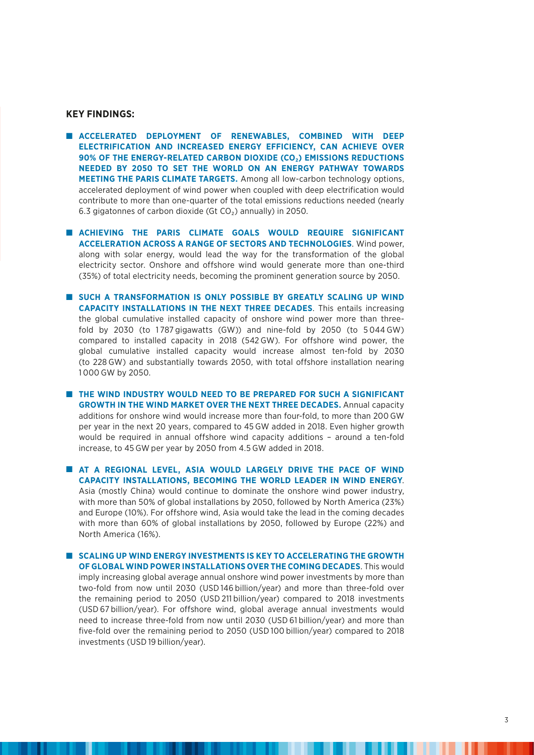## KEY FINDINGS:

- **ACCELERATED DEPLOYMENT OF RENEWABLES, COMBINED WITH DEEP ELECTRIFICATION AND INCREASED ENERGY EFFICIENCY, CAN ACHIEVE OVER 90% OF THE ENERGY-RELATED CARBON DIOXIDE ($CO_2$) EMISSIONS REDUCTIONS NEEDED BY 2050 TO SET THE WORLD ON AN ENERGY PATHWAY TOWARDS MEETING THE PARIS CLIMATE TARGETS.** Among all low-carbon technology options, accelerated deployment of wind power when coupled with deep electrification would contribute to more than one-quarter of the total emissions reductions needed (nearly 6.3 gigatonnes of carbon dioxide (Gt $CO_2$) annually) in 2050.

- **ACHIEVING THE PARIS CLIMATE GOALS WOULD REQUIRE SIGNIFICANT ACCELERATION ACROSS A RANGE OF SECTORS AND TECHNOLOGIES**. Wind power, along with solar energy, would lead the way for the transformation of the global electricity sector. Onshore and offshore wind would generate more than one-third (35%) of total electricity needs, becoming the prominent generation source by 2050.

- **SUCH A TRANSFORMATION IS ONLY POSSIBLE BY GREATLY SCALING UP WIND CAPACITY INSTALLATIONS IN THE NEXT THREE DECADES**. This entails increasing the global cumulative installed capacity of onshore wind power more than three-fold by 2030 (to 1787 gigawatts (GW)) and nine-fold by 2050 (to 5044 GW) compared to installed capacity in 2018 (542 GW). For offshore wind power, the global cumulative installed capacity would increase almost ten-fold by 2030 (to 228 GW) and substantially towards 2050, with total offshore installation nearing 1000 GW by 2050.

- **THE WIND INDUSTRY WOULD NEED TO BE PREPARED FOR SUCH A SIGNIFICANT GROWTH IN THE WIND MARKET OVER THE NEXT THREE DECADES.** Annual capacity additions for onshore wind would increase more than four-fold, to more than 200 GW per year in the next 20 years, compared to 45 GW added in 2018. Even higher growth would be required in annual offshore wind capacity additions – around a ten-fold increase, to 45 GW per year by 2050 from 4.5 GW added in 2018.

- **AT A REGIONAL LEVEL, ASIA WOULD LARGELY DRIVE THE PACE OF WIND CAPACITY INSTALLATIONS, BECOMING THE WORLD LEADER IN WIND ENERGY**. Asia (mostly China) would continue to dominate the onshore wind power industry, with more than 50% of global installations by 2050, followed by North America (23%) and Europe (10%). For offshore wind, Asia would take the lead in the coming decades with more than 60% of global installations by 2050, followed by Europe (22%) and North America (16%).

- **SCALING UP WIND ENERGY INVESTMENTS IS KEY TO ACCELERATING THE GROWTH OF GLOBAL WIND POWER INSTALLATIONS OVER THE COMING DECADES**. This would imply increasing global average annual onshore wind power investments by more than two-fold from now until 2030 (USD 146 billion/year) and more than three-fold over the remaining period to 2050 (USD 211 billion/year) compared to 2018 investments (USD 67 billion/year). For offshore wind, global average annual investments would need to increase three-fold from now until 2030 (USD 61 billion/year) and more than five-fold over the remaining period to 2050 (USD 100 billion/year) compared to 2018 investments (USD 19 billion/year).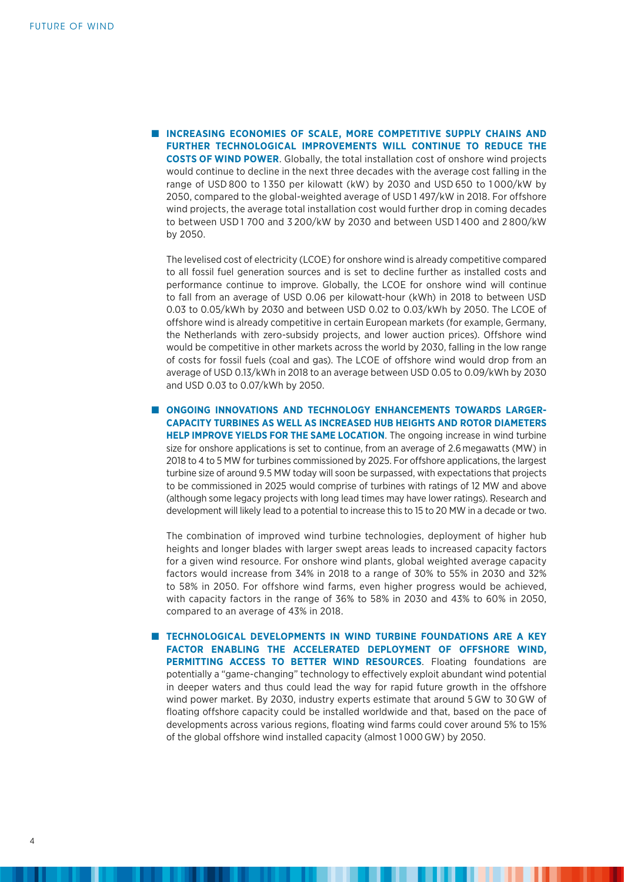- **INCREASING ECONOMIES OF SCALE, MORE COMPETITIVE SUPPLY CHAINS AND FURTHER TECHNOLOGICAL IMPROVEMENTS WILL CONTINUE TO REDUCE THE COSTS OF WIND POWER**. Globally, the total installation cost of onshore wind projects would continue to decline in the next three decades with the average cost falling in the range of USD 800 to 1 350 per kilowatt (kW) by 2030 and USD 650 to 1 000/kW by 2050, compared to the global-weighted average of USD 1 497/kW in 2018. For offshore wind projects, the average total installation cost would further drop in coming decades to between USD 1 700 and 3 200/kW by 2030 and between USD 1 400 and 2 800/kW by 2050.

  The levelised cost of electricity (LCOE) for onshore wind is already competitive compared to all fossil fuel generation sources and is set to decline further as installed costs and performance continue to improve. Globally, the LCOE for onshore wind will continue to fall from an average of USD 0.06 per kilowatt-hour (kWh) in 2018 to between USD 0.03 to 0.05/kWh by 2030 and between USD 0.02 to 0.03/kWh by 2050. The LCOE of offshore wind is already competitive in certain European markets (for example, Germany, the Netherlands with zero-subsidy projects, and lower auction prices). Offshore wind would be competitive in other markets across the world by 2030, falling in the low range of costs for fossil fuels (coal and gas). The LCOE of offshore wind would drop from an average of USD 0.13/kWh in 2018 to an average between USD 0.05 to 0.09/kWh by 2030 and USD 0.03 to 0.07/kWh by 2050.

- **ONGOING INNOVATIONS AND TECHNOLOGY ENHANCEMENTS TOWARDS LARGER-CAPACITY TURBINES AS WELL AS INCREASED HUB HEIGHTS AND ROTOR DIAMETERS HELP IMPROVE YIELDS FOR THE SAME LOCATION**. The ongoing increase in wind turbine size for onshore applications is set to continue, from an average of 2.6 megawatts (MW) in 2018 to 4 to 5 MW for turbines commissioned by 2025. For offshore applications, the largest turbine size of around 9.5 MW today will soon be surpassed, with expectations that projects to be commissioned in 2025 would comprise of turbines with ratings of 12 MW and above (although some legacy projects with long lead times may have lower ratings). Research and development will likely lead to a potential to increase this to 15 to 20 MW in a decade or two.

  The combination of improved wind turbine technologies, deployment of higher hub heights and longer blades with larger swept areas leads to increased capacity factors for a given wind resource. For onshore wind plants, global weighted average capacity factors would increase from 34% in 2018 to a range of 30% to 55% in 2030 and 32% to 58% in 2050. For offshore wind farms, even higher progress would be achieved, with capacity factors in the range of 36% to 58% in 2030 and 43% to 60% in 2050, compared to an average of 43% in 2018.

- **TECHNOLOGICAL DEVELOPMENTS IN WIND TURBINE FOUNDATIONS ARE A KEY FACTOR ENABLING THE ACCELERATED DEPLOYMENT OF OFFSHORE WIND, PERMITTING ACCESS TO BETTER WIND RESOURCES**. Floating foundations are potentially a "game-changing" technology to effectively exploit abundant wind potential in deeper waters and thus could lead the way for rapid future growth in the offshore wind power market. By 2030, industry experts estimate that around 5 GW to 30 GW of floating offshore capacity could be installed worldwide and that, based on the pace of developments across various regions, floating wind farms could cover around 5% to 15% of the global offshore wind installed capacity (almost 1 000 GW) by 2050.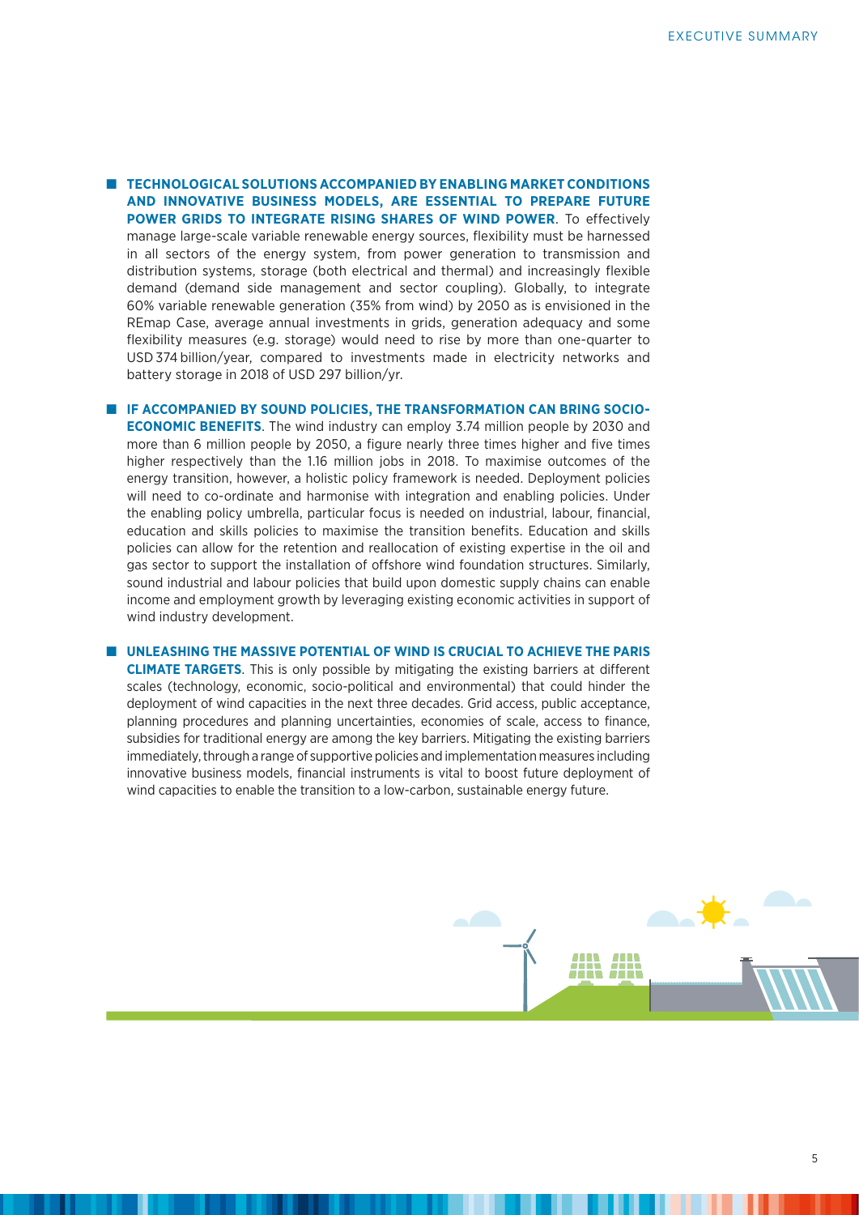- **TECHNOLOGICAL SOLUTIONS ACCOMPANIED BY ENABLING MARKET CONDITIONS AND INNOVATIVE BUSINESS MODELS, ARE ESSENTIAL TO PREPARE FUTURE POWER GRIDS TO INTEGRATE RISING SHARES OF WIND POWER**. To effectively manage large-scale variable renewable energy sources, flexibility must be harnessed in all sectors of the energy system, from power generation to transmission and distribution systems, storage (both electrical and thermal) and increasingly flexible demand (demand side management and sector coupling). Globally, to integrate 60% variable renewable generation (35% from wind) by 2050 as is envisioned in the REmap Case, average annual investments in grids, generation adequacy and some flexibility measures (e.g. storage) would need to rise by more than one-quarter to USD 374 billion/year, compared to investments made in electricity networks and battery storage in 2018 of USD 297 billion/yr.

- **IF ACCOMPANIED BY SOUND POLICIES, THE TRANSFORMATION CAN BRING SOCIO-ECONOMIC BENEFITS**. The wind industry can employ 3.74 million people by 2030 and more than 6 million people by 2050, a figure nearly three times higher and five times higher respectively than the 1.16 million jobs in 2018. To maximise outcomes of the energy transition, however, a holistic policy framework is needed. Deployment policies will need to co-ordinate and harmonise with integration and enabling policies. Under the enabling policy umbrella, particular focus is needed on industrial, labour, financial, education and skills policies to maximise the transition benefits. Education and skills policies can allow for the retention and reallocation of existing expertise in the oil and gas sector to support the installation of offshore wind foundation structures. Similarly, sound industrial and labour policies that build upon domestic supply chains can enable income and employment growth by leveraging existing economic activities in support of wind industry development.

- **UNLEASHING THE MASSIVE POTENTIAL OF WIND IS CRUCIAL TO ACHIEVE THE PARIS CLIMATE TARGETS**. This is only possible by mitigating the existing barriers at different scales (technology, economic, socio-political and environmental) that could hinder the deployment of wind capacities in the next three decades. Grid access, public acceptance, planning procedures and planning uncertainties, economies of scale, access to finance, subsidies for traditional energy are among the key barriers. Mitigating the existing barriers immediately, through a range of supportive policies and implementation measures including innovative business models, financial instruments is vital to boost future deployment of wind capacities to enable the transition to a low-carbon, sustainable energy future.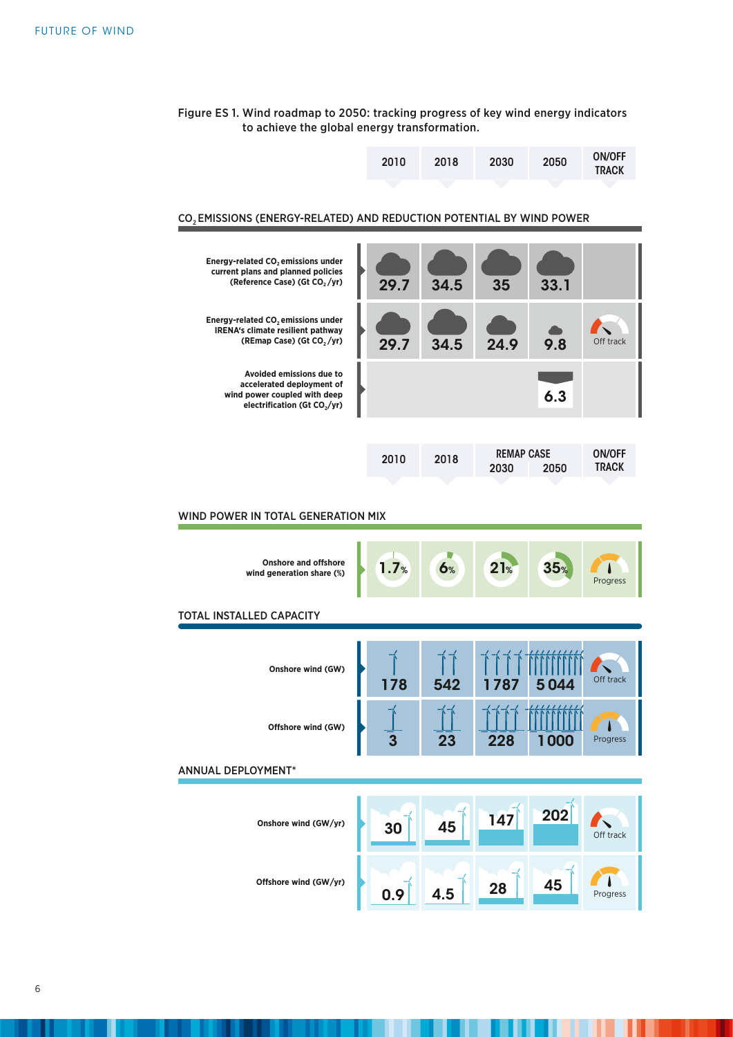Figure ES 1. Wind roadmap to 2050: tracking progress of key wind energy indicators to achieve the global energy transformation.

## $CO_2$ EMISSIONS (ENERGY-RELATED) AND REDUCTION POTENTIAL BY WIND POWER

| | 2010 | 2018 | 2030 | 2050 | ON/OFF TRACK |
|---|---|---|---|---|---|
| **Energy-related $CO_2$ emissions under current plans and planned policies (Reference Case) (Gt $CO_2$/yr)** | 29.7 | 34.5 | 35 | 33.1 | |
| **Energy-related $CO_2$ emissions under IRENA's climate resilient pathway (REmap Case) (Gt $CO_2$/yr)** | 29.7 | 34.5 | 24.9 | 9.8 | Off track |
| **Avoided emissions due to accelerated deployment of wind power coupled with deep electrification (Gt $CO_2$/yr)** | | | | 6.3 | |

## WIND POWER IN TOTAL GENERATION MIX

| | 2010 | 2018 | REMAP CASE 2030 | REMAP CASE 2050 | ON/OFF TRACK |
|---|---|---|---|---|---|
| **Onshore and offshore wind generation share (%)** | 1.7% | 6% | 21% | 35% | Progress |

## TOTAL INSTALLED CAPACITY

| | 2010 | 2018 | REMAP CASE 2030 | REMAP CASE 2050 | ON/OFF TRACK |
|---|---|---|---|---|---|
| **Onshore wind (GW)** | 178 | 542 | 1 787 | 5 044 | Off track |
| **Offshore wind (GW)** | 3 | 23 | 228 | 1 000 | Progress |

## ANNUAL DEPLOYMENT*

| | 2010 | 2018 | REMAP CASE 2030 | REMAP CASE 2050 | ON/OFF TRACK |
|---|---|---|---|---|---|
| **Onshore wind (GW/yr)** | 30 | 45 | 147 | 202 | Off track |
| **Offshore wind (GW/yr)** | 0.9 | 4.5 | 28 | 45 | Progress |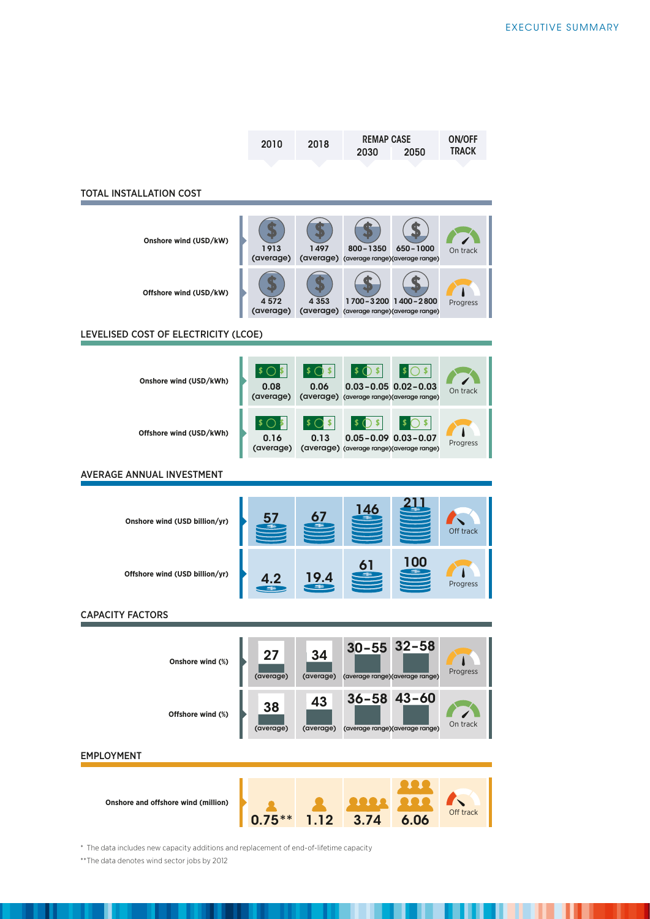| | 2010 | 2018 | REMAP CASE 2030 | REMAP CASE 2050 | ON/OFF TRACK |
|---|---|---|---|---|---|
| **TOTAL INSTALLATION COST** | | | | | |
| Onshore wind (USD/kW) | 1913 (average) | 1497 (average) | 800–1350 (average range) | 650–1000 (average range) | On track |
| Offshore wind (USD/kW) | 4 572 (average) | 4 353 (average) | 1700–3200 (average range) | 1400–2800 (average range) | Progress |
| **LEVELISED COST OF ELECTRICITY (LCOE)** | | | | | |
| Onshore wind (USD/kWh) | 0.08 (average) | 0.06 (average) | 0.03–0.05 (average range) | 0.02–0.03 (average range) | On track |
| Offshore wind (USD/kWh) | 0.16 (average) | 0.13 (average) | 0.05–0.09 (average range) | 0.03–0.07 (average range) | Progress |
| **AVERAGE ANNUAL INVESTMENT** | | | | | |
| Onshore wind (USD billion/yr) | 57 | 67 | 146 | 211 | Off track |
| Offshore wind (USD billion/yr) | 4.2 | 19.4 | 61 | 100 | Progress |
| **CAPACITY FACTORS** | | | | | |
| Onshore wind (%) | 27 (average) | 34 (average) | 30–55 (average range) | 32–58 (average range) | Progress |
| Offshore wind (%) | 38 (average) | 43 (average) | 36–58 (average range) | 43–60 (average range) | On track |
| **EMPLOYMENT** | | | | | |
| Onshore and offshore wind (million) | 0.75** | 1.12 | 3.74 | 6.06 | Off track |

\* The data includes new capacity additions and replacement of end-of-lifetime capacity

\*\*The data denotes wind sector jobs by 2012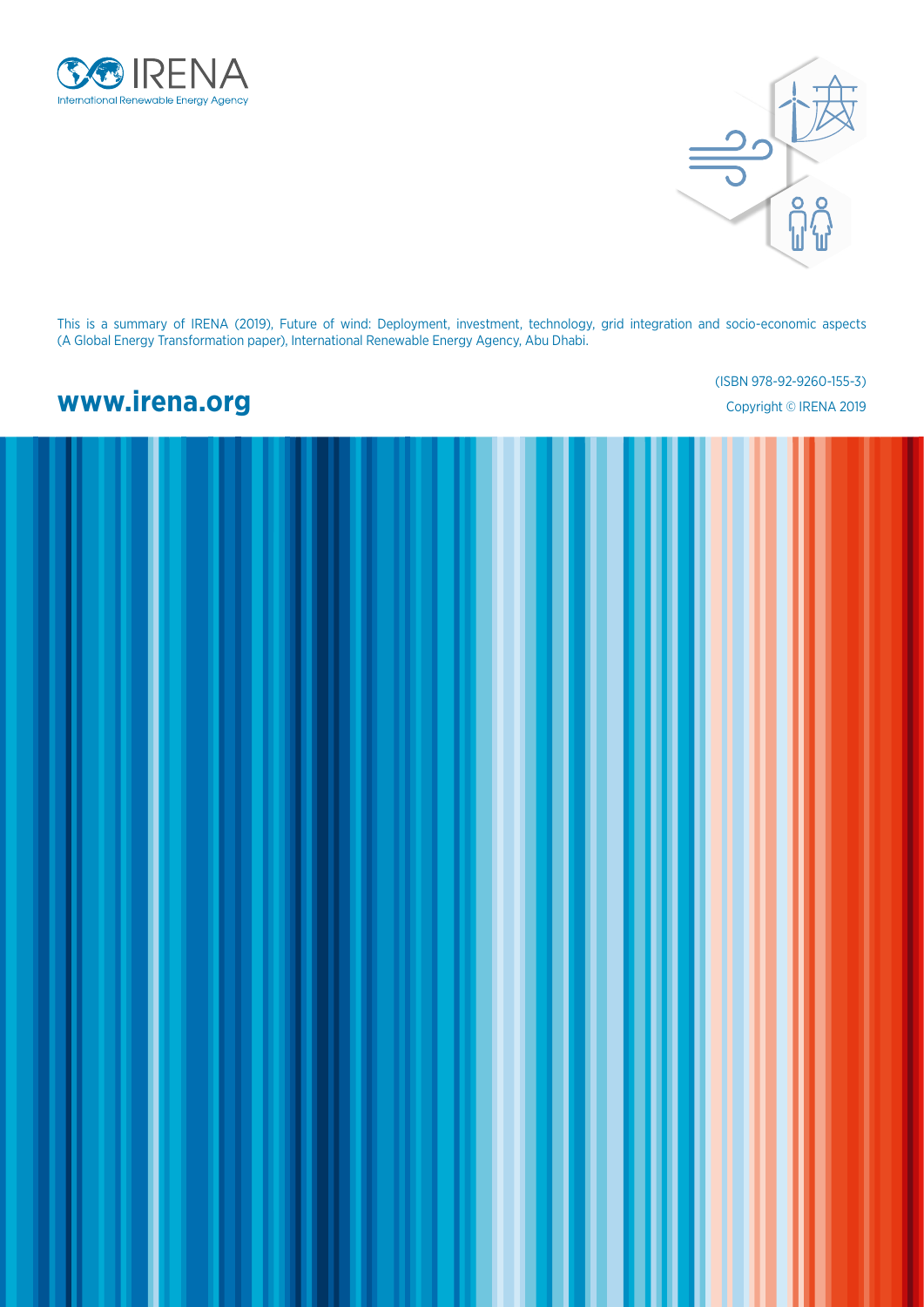IRENA

International Renewable Energy Agency

This is a summary of IRENA (2019), Future of wind: Deployment, investment, technology, grid integration and socio-economic aspects (A Global Energy Transformation paper), International Renewable Energy Agency, Abu Dhabi.

(ISBN 978-92-9260-155-3)

**www.irena.org**

Copyright © IRENA 2019